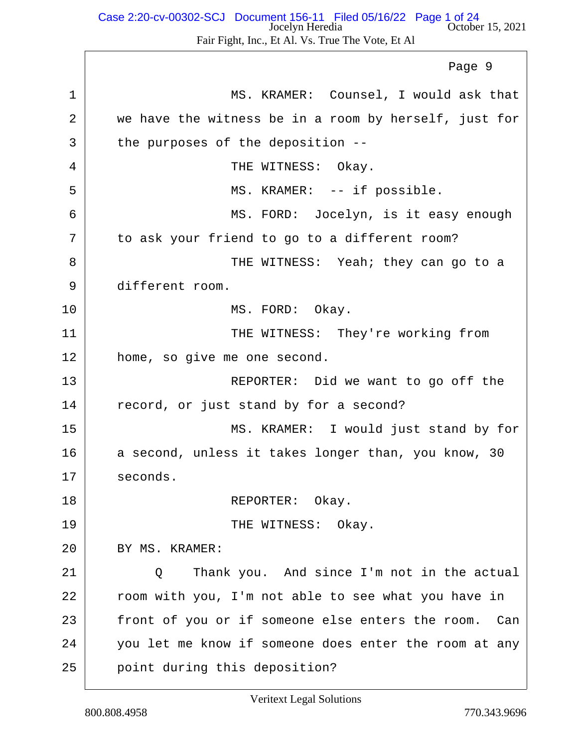Page 9

1 MS. KRAMER: Counsel, I would ask that
2 we have the witness be in a room by herself, just for
3 the purposes of the deposition --
4 THE WITNESS: Okay.
5 MS. KRAMER: -- if possible.
6 MS. FORD: Jocelyn, is it easy enough
7 to ask your friend to go to a different room?
8 THE WITNESS: Yeah; they can go to a
9 different room.
10 MS. FORD: Okay.
11 THE WITNESS: They're working from
12 home, so give me one second.
13 REPORTER: Did we want to go off the
14 record, or just stand by for a second?
15 MS. KRAMER: I would just stand by for
16 a second, unless it takes longer than, you know, 30
17 seconds.
18 REPORTER: Okay.
19 THE WITNESS: Okay.
20 BY MS. KRAMER:
21 Q Thank you. And since I'm not in the actual
22 room with you, I'm not able to see what you have in
23 front of you or if someone else enters the room. Can
24 you let me know if someone does enter the room at any
25 point during this deposition?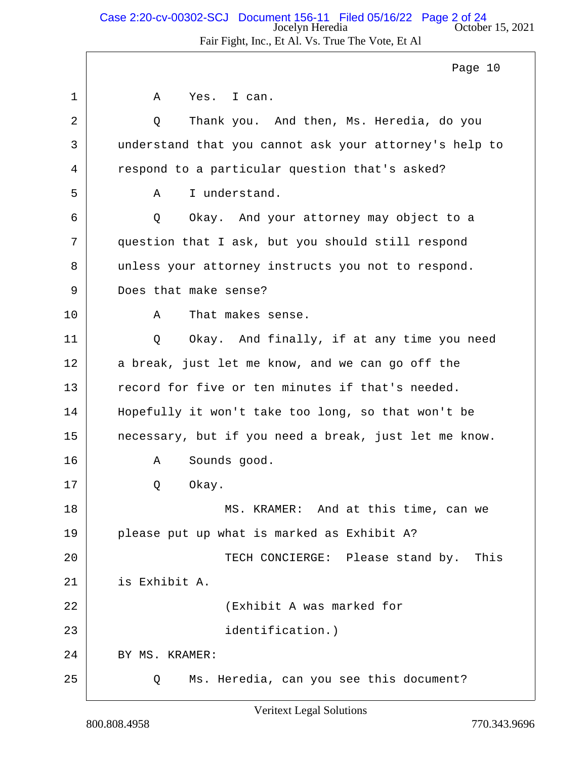Page 10

1 A Yes. I can.

2 Q Thank you. And then, Ms. Heredia, do you

3 understand that you cannot ask your attorney's help to

4 respond to a particular question that's asked?

5 A I understand.

6 Q Okay. And your attorney may object to a

7 question that I ask, but you should still respond

8 unless your attorney instructs you not to respond.

9 Does that make sense?

10 A That makes sense.

11 Q Okay. And finally, if at any time you need

12 a break, just let me know, and we can go off the

13 record for five or ten minutes if that's needed.

14 Hopefully it won't take too long, so that won't be

15 necessary, but if you need a break, just let me know.

16 A Sounds good.

17 Q Okay.

18 MS. KRAMER: And at this time, can we

19 please put up what is marked as Exhibit A?

20 TECH CONCIERGE: Please stand by. This

21 is Exhibit A.

22 (Exhibit A was marked for

23 identification.)

24 BY MS. KRAMER:

25 Q Ms. Heredia, can you see this document?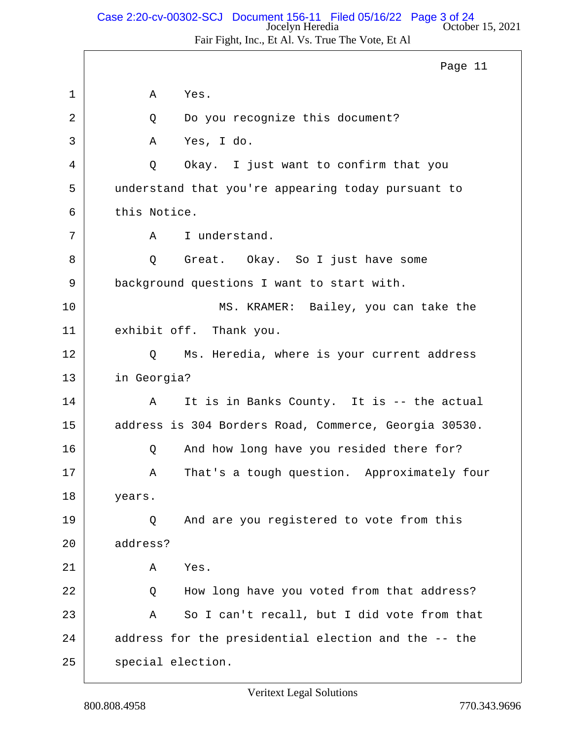Page 11

1 A Yes.

2 Q Do you recognize this document?

3 A Yes, I do.

4 Q Okay. I just want to confirm that you

5 understand that you're appearing today pursuant to

6 this Notice.

7 A I understand.

8 Q Great. Okay. So I just have some

9 background questions I want to start with.

10 MS. KRAMER: Bailey, you can take the

11 exhibit off. Thank you.

12 Q Ms. Heredia, where is your current address

13 in Georgia?

14 A It is in Banks County. It is -- the actual

15 address is 304 Borders Road, Commerce, Georgia 30530.

16 Q And how long have you resided there for?

17 A That's a tough question. Approximately four

18 years.

19 Q And are you registered to vote from this

20 address?

21 A Yes.

22 Q How long have you voted from that address?

23 A So I can't recall, but I did vote from that

24 address for the presidential election and the -- the

25 special election.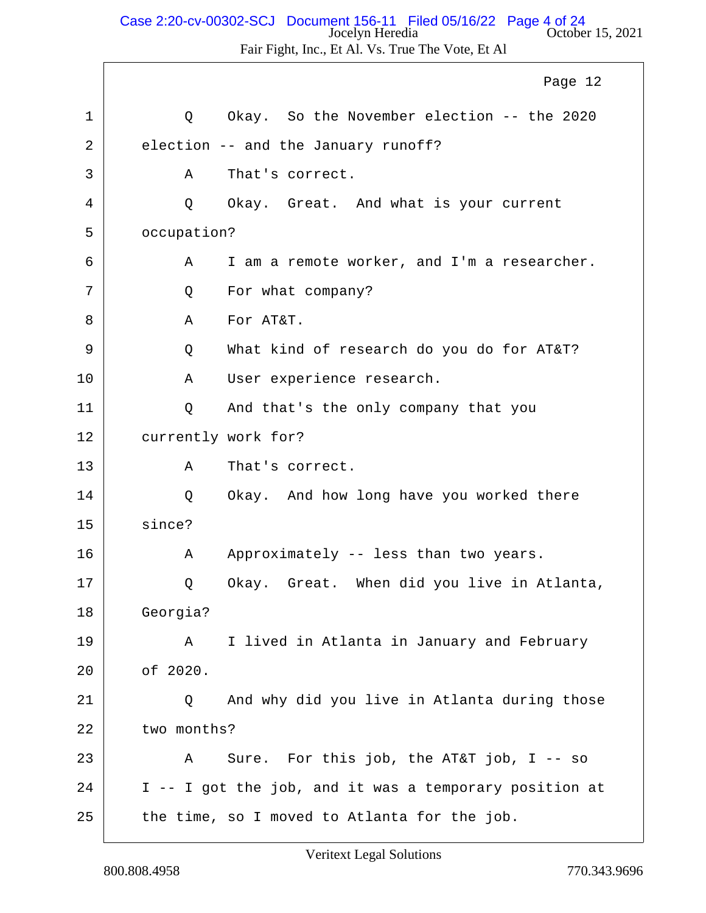Page 12

1 Q Okay. So the November election -- the 2020
2 election -- and the January runoff?
3 A That's correct.
4 Q Okay. Great. And what is your current
5 occupation?
6 A I am a remote worker, and I'm a researcher.
7 Q For what company?
8 A For AT&T.
9 Q What kind of research do you do for AT&T?
10 A User experience research.
11 Q And that's the only company that you
12 currently work for?
13 A That's correct.
14 Q Okay. And how long have you worked there
15 since?
16 A Approximately -- less than two years.
17 Q Okay. Great. When did you live in Atlanta,
18 Georgia?
19 A I lived in Atlanta in January and February
20 of 2020.
21 Q And why did you live in Atlanta during those
22 two months?
23 A Sure. For this job, the AT&T job, I -- so
24 I -- I got the job, and it was a temporary position at
25 the time, so I moved to Atlanta for the job.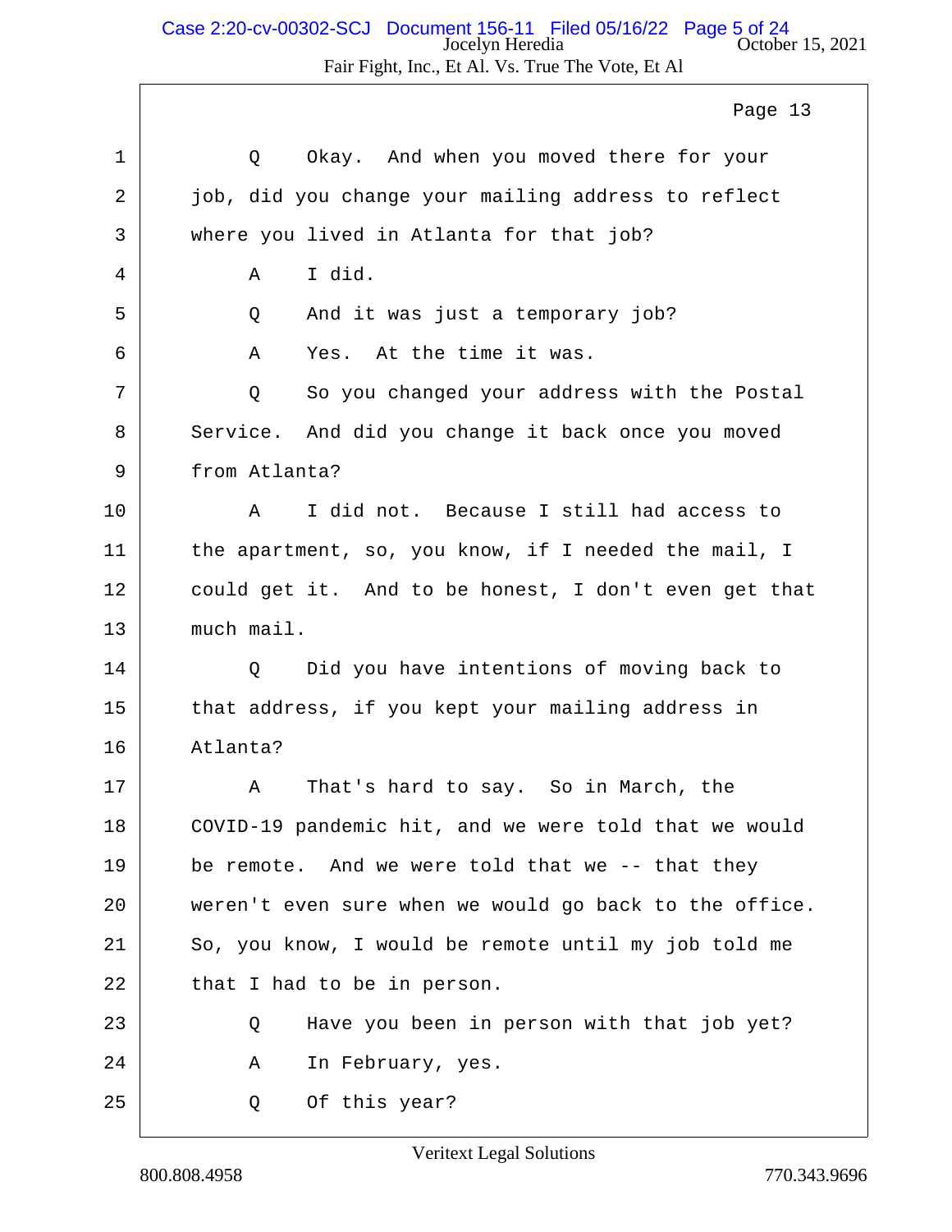Page 13

1 Q Okay. And when you moved there for your
2 job, did you change your mailing address to reflect
3 where you lived in Atlanta for that job?
4 A I did.
5 Q And it was just a temporary job?
6 A Yes. At the time it was.
7 Q So you changed your address with the Postal
8 Service. And did you change it back once you moved
9 from Atlanta?
10 A I did not. Because I still had access to
11 the apartment, so, you know, if I needed the mail, I
12 could get it. And to be honest, I don't even get that
13 much mail.
14 Q Did you have intentions of moving back to
15 that address, if you kept your mailing address in
16 Atlanta?
17 A That's hard to say. So in March, the
18 COVID-19 pandemic hit, and we were told that we would
19 be remote. And we were told that we -- that they
20 weren't even sure when we would go back to the office.
21 So, you know, I would be remote until my job told me
22 that I had to be in person.
23 Q Have you been in person with that job yet?
24 A In February, yes.
25 Q Of this year?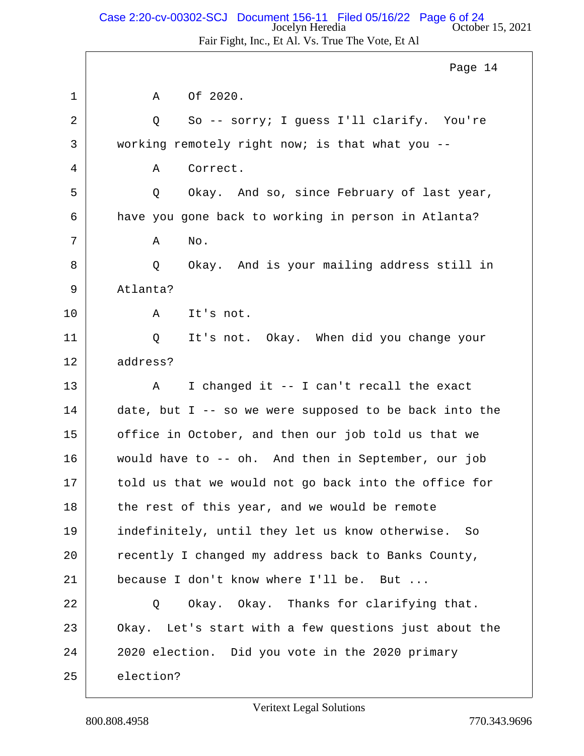Page 14

1 A Of 2020.

2 Q So -- sorry; I guess I'll clarify. You're

3 working remotely right now; is that what you --

4 A Correct.

5 Q Okay. And so, since February of last year,

6 have you gone back to working in person in Atlanta?

7 A No.

8 Q Okay. And is your mailing address still in

9 Atlanta?

10 A It's not.

11 Q It's not. Okay. When did you change your

12 address?

13 A I changed it -- I can't recall the exact

14 date, but I -- so we were supposed to be back into the

15 office in October, and then our job told us that we

16 would have to -- oh. And then in September, our job

17 told us that we would not go back into the office for

18 the rest of this year, and we would be remote

19 indefinitely, until they let us know otherwise. So

20 recently I changed my address back to Banks County,

21 because I don't know where I'll be. But ...

22 Q Okay. Okay. Thanks for clarifying that.

23 Okay. Let's start with a few questions just about the

24 2020 election. Did you vote in the 2020 primary

25 election?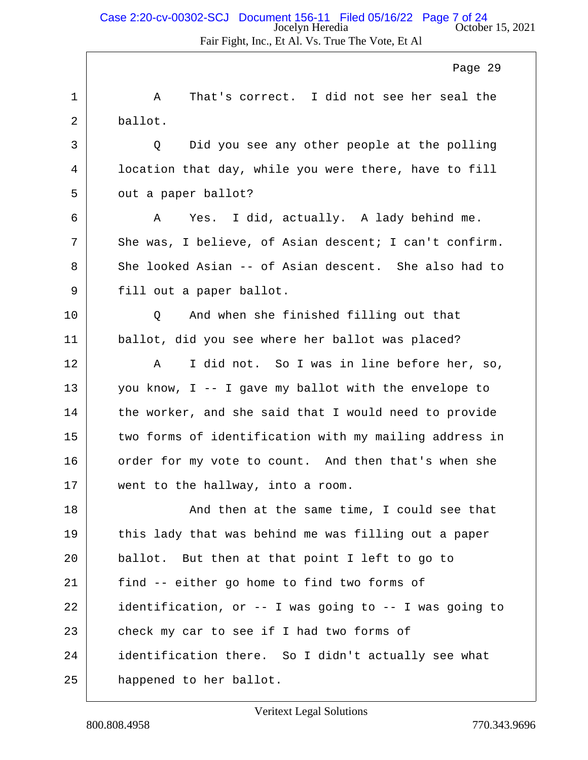Page 29

1 A That's correct. I did not see her seal the
2 ballot.
3 Q Did you see any other people at the polling
4 location that day, while you were there, have to fill
5 out a paper ballot?
6 A Yes. I did, actually. A lady behind me.
7 She was, I believe, of Asian descent; I can't confirm.
8 She looked Asian -- of Asian descent. She also had to
9 fill out a paper ballot.
10 Q And when she finished filling out that
11 ballot, did you see where her ballot was placed?
12 A I did not. So I was in line before her, so,
13 you know, I -- I gave my ballot with the envelope to
14 the worker, and she said that I would need to provide
15 two forms of identification with my mailing address in
16 order for my vote to count. And then that's when she
17 went to the hallway, into a room.
18 And then at the same time, I could see that
19 this lady that was behind me was filling out a paper
20 ballot. But then at that point I left to go to
21 find -- either go home to find two forms of
22 identification, or -- I was going to -- I was going to
23 check my car to see if I had two forms of
24 identification there. So I didn't actually see what
25 happened to her ballot.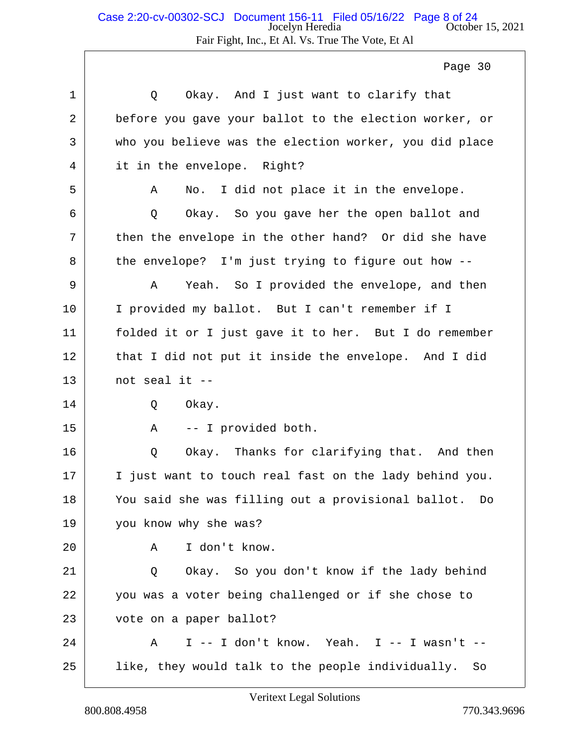Page 30

1 Q Okay. And I just want to clarify that
2 before you gave your ballot to the election worker, or
3 who you believe was the election worker, you did place
4 it in the envelope. Right?
5 A No. I did not place it in the envelope.
6 Q Okay. So you gave her the open ballot and
7 then the envelope in the other hand? Or did she have
8 the envelope? I'm just trying to figure out how --
9 A Yeah. So I provided the envelope, and then
10 I provided my ballot. But I can't remember if I
11 folded it or I just gave it to her. But I do remember
12 that I did not put it inside the envelope. And I did
13 not seal it --
14 Q Okay.
15 A -- I provided both.
16 Q Okay. Thanks for clarifying that. And then
17 I just want to touch real fast on the lady behind you.
18 You said she was filling out a provisional ballot. Do
19 you know why she was?
20 A I don't know.
21 Q Okay. So you don't know if the lady behind
22 you was a voter being challenged or if she chose to
23 vote on a paper ballot?
24 A I -- I don't know. Yeah. I -- I wasn't --
25 like, they would talk to the people individually. So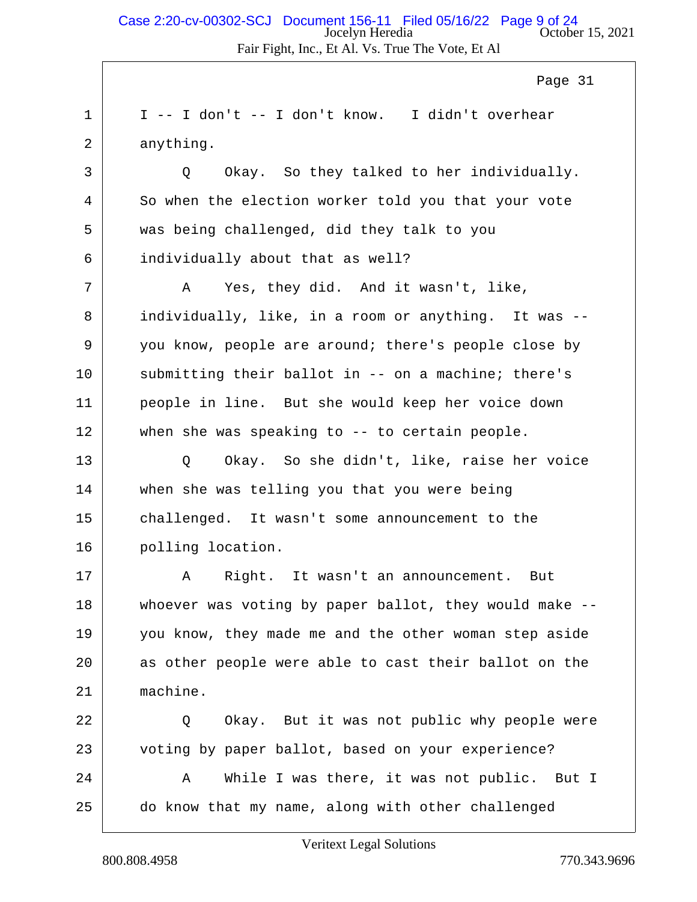Page 31

1 I -- I don't -- I don't know. I didn't overhear
2 anything.
3 Q Okay. So they talked to her individually.
4 So when the election worker told you that your vote
5 was being challenged, did they talk to you
6 individually about that as well?
7 A Yes, they did. And it wasn't, like,
8 individually, like, in a room or anything. It was --
9 you know, people are around; there's people close by
10 submitting their ballot in -- on a machine; there's
11 people in line. But she would keep her voice down
12 when she was speaking to -- to certain people.
13 Q Okay. So she didn't, like, raise her voice
14 when she was telling you that you were being
15 challenged. It wasn't some announcement to the
16 polling location.
17 A Right. It wasn't an announcement. But
18 whoever was voting by paper ballot, they would make --
19 you know, they made me and the other woman step aside
20 as other people were able to cast their ballot on the
21 machine.
22 Q Okay. But it was not public why people were
23 voting by paper ballot, based on your experience?
24 A While I was there, it was not public. But I
25 do know that my name, along with other challenged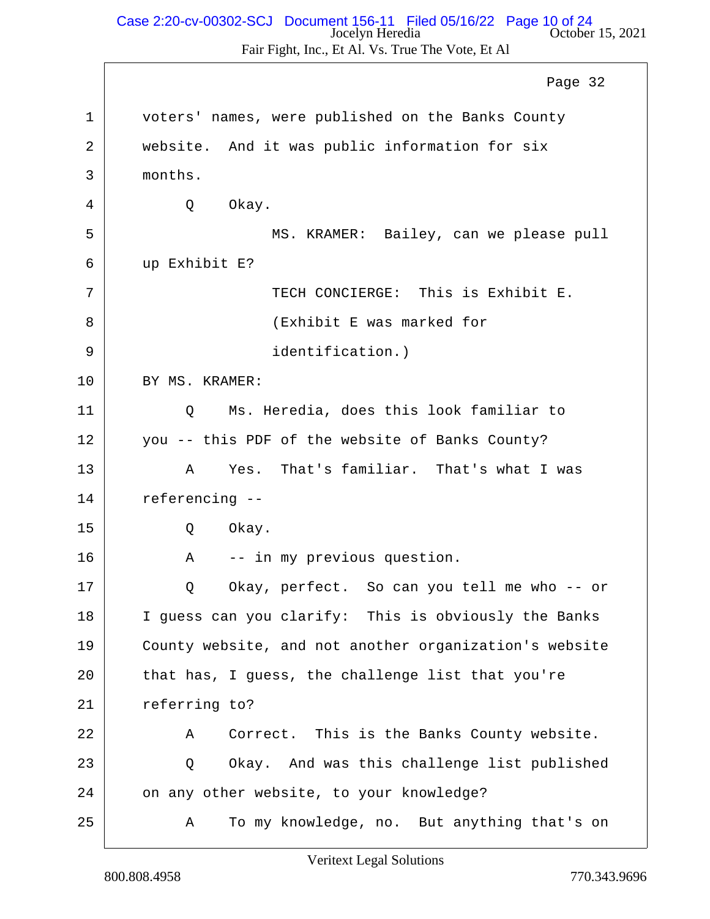Page 32

1 voters' names, were published on the Banks County
2 website. And it was public information for six
3 months.
4 Q Okay.
5 MS. KRAMER: Bailey, can we please pull
6 up Exhibit E?
7 TECH CONCIERGE: This is Exhibit E.
8 (Exhibit E was marked for
9 identification.)
10 BY MS. KRAMER:
11 Q Ms. Heredia, does this look familiar to
12 you -- this PDF of the website of Banks County?
13 A Yes. That's familiar. That's what I was
14 referencing --
15 Q Okay.
16 A -- in my previous question.
17 Q Okay, perfect. So can you tell me who -- or
18 I guess can you clarify: This is obviously the Banks
19 County website, and not another organization's website
20 that has, I guess, the challenge list that you're
21 referring to?
22 A Correct. This is the Banks County website.
23 Q Okay. And was this challenge list published
24 on any other website, to your knowledge?
25 A To my knowledge, no. But anything that's on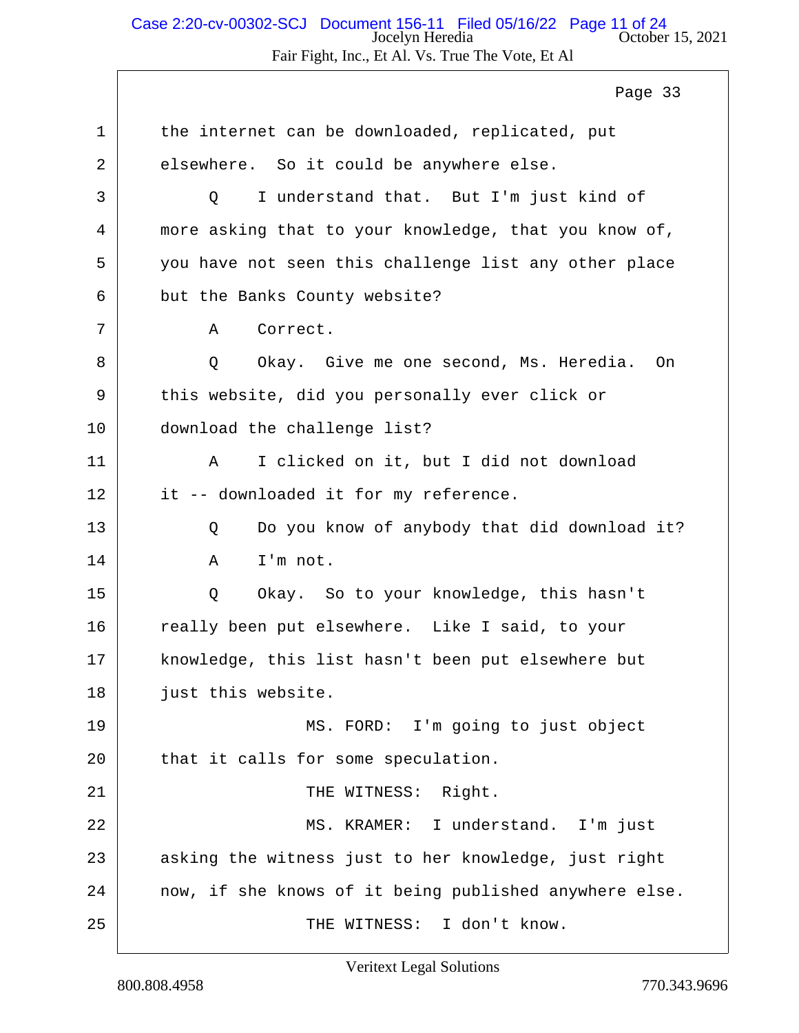Page 33

1 the internet can be downloaded, replicated, put
2 elsewhere. So it could be anywhere else.
3 Q I understand that. But I'm just kind of
4 more asking that to your knowledge, that you know of,
5 you have not seen this challenge list any other place
6 but the Banks County website?
7 A Correct.
8 Q Okay. Give me one second, Ms. Heredia. On
9 this website, did you personally ever click or
10 download the challenge list?
11 A I clicked on it, but I did not download
12 it -- downloaded it for my reference.
13 Q Do you know of anybody that did download it?
14 A I'm not.
15 Q Okay. So to your knowledge, this hasn't
16 really been put elsewhere. Like I said, to your
17 knowledge, this list hasn't been put elsewhere but
18 just this website.
19 MS. FORD: I'm going to just object
20 that it calls for some speculation.
21 THE WITNESS: Right.
22 MS. KRAMER: I understand. I'm just
23 asking the witness just to her knowledge, just right
24 now, if she knows of it being published anywhere else.
25 THE WITNESS: I don't know.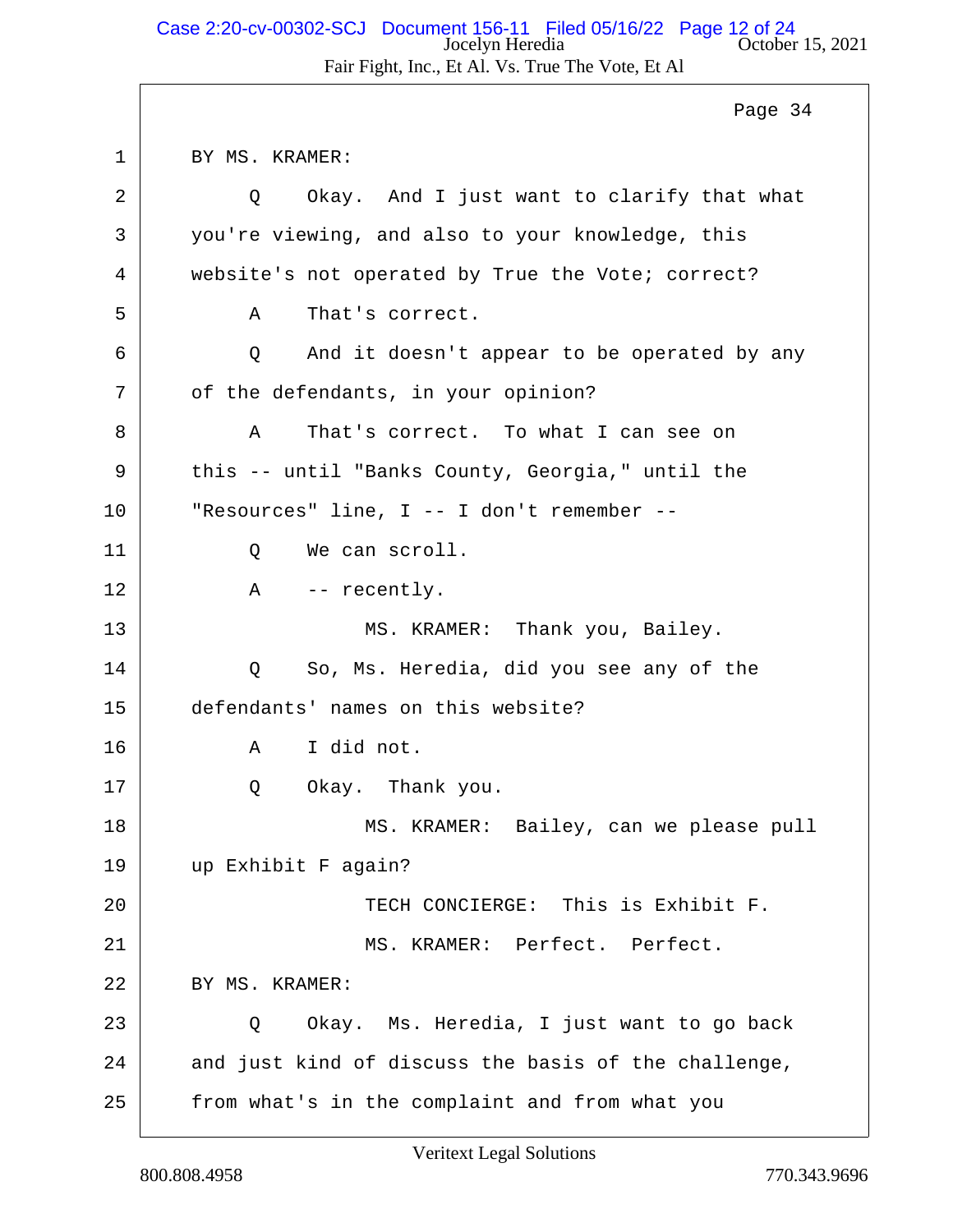Page 34

1 BY MS. KRAMER:

2 Q Okay. And I just want to clarify that what

3 you're viewing, and also to your knowledge, this

4 website's not operated by True the Vote; correct?

5 A That's correct.

6 Q And it doesn't appear to be operated by any

7 of the defendants, in your opinion?

8 A That's correct. To what I can see on

9 this -- until "Banks County, Georgia," until the

10 "Resources" line, I -- I don't remember --

11 Q We can scroll.

12 A -- recently.

13 MS. KRAMER: Thank you, Bailey.

14 Q So, Ms. Heredia, did you see any of the

15 defendants' names on this website?

16 A I did not.

17 Q Okay. Thank you.

18 MS. KRAMER: Bailey, can we please pull

19 up Exhibit F again?

20 TECH CONCIERGE: This is Exhibit F.

21 MS. KRAMER: Perfect. Perfect.

22 BY MS. KRAMER:

23 Q Okay. Ms. Heredia, I just want to go back

24 and just kind of discuss the basis of the challenge,

25 from what's in the complaint and from what you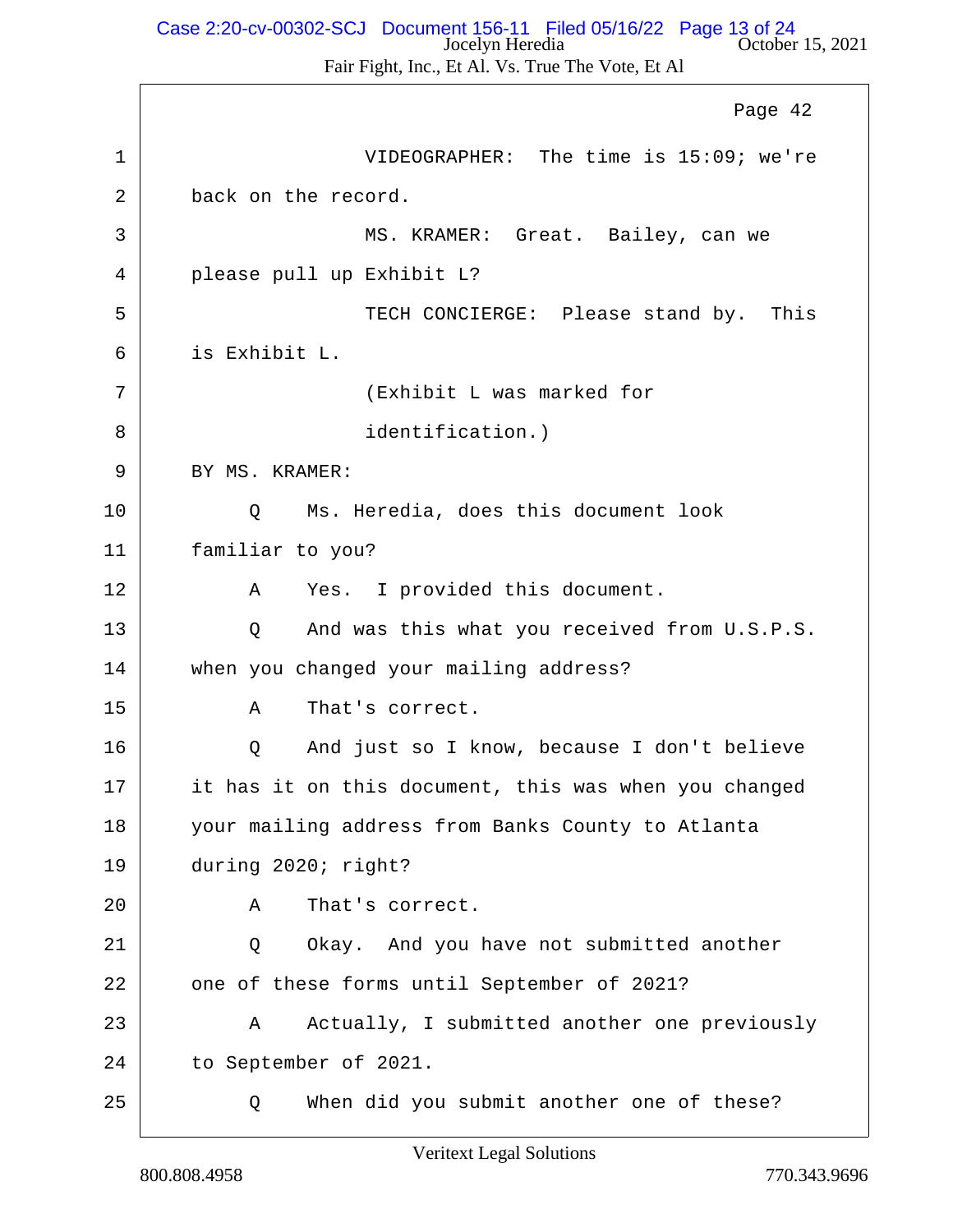Page 42

1 VIDEOGRAPHER: The time is 15:09; we're
2 back on the record.
3 MS. KRAMER: Great. Bailey, can we
4 please pull up Exhibit L?
5 TECH CONCIERGE: Please stand by. This
6 is Exhibit L.
7 (Exhibit L was marked for
8 identification.)
9 BY MS. KRAMER:
10 Q Ms. Heredia, does this document look
11 familiar to you?
12 A Yes. I provided this document.
13 Q And was this what you received from U.S.P.S.
14 when you changed your mailing address?
15 A That's correct.
16 Q And just so I know, because I don't believe
17 it has it on this document, this was when you changed
18 your mailing address from Banks County to Atlanta
19 during 2020; right?
20 A That's correct.
21 Q Okay. And you have not submitted another
22 one of these forms until September of 2021?
23 A Actually, I submitted another one previously
24 to September of 2021.
25 Q When did you submit another one of these?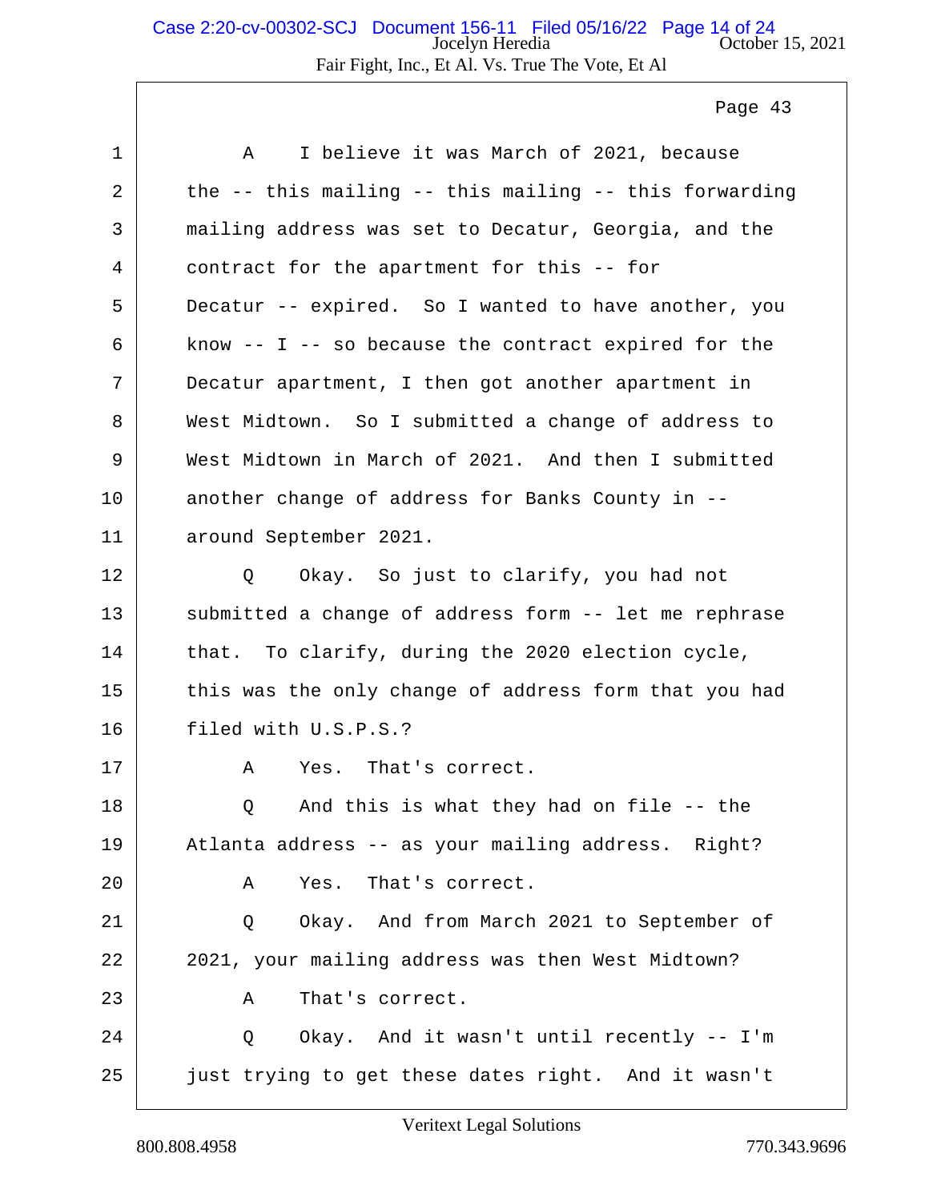Page 43

1 A I believe it was March of 2021, because
2 the -- this mailing -- this mailing -- this forwarding
3 mailing address was set to Decatur, Georgia, and the
4 contract for the apartment for this -- for
5 Decatur -- expired. So I wanted to have another, you
6 know -- I -- so because the contract expired for the
7 Decatur apartment, I then got another apartment in
8 West Midtown. So I submitted a change of address to
9 West Midtown in March of 2021. And then I submitted
10 another change of address for Banks County in --
11 around September 2021.
12 Q Okay. So just to clarify, you had not
13 submitted a change of address form -- let me rephrase
14 that. To clarify, during the 2020 election cycle,
15 this was the only change of address form that you had
16 filed with U.S.P.S.?
17 A Yes. That's correct.
18 Q And this is what they had on file -- the
19 Atlanta address -- as your mailing address. Right?
20 A Yes. That's correct.
21 Q Okay. And from March 2021 to September of
22 2021, your mailing address was then West Midtown?
23 A That's correct.
24 Q Okay. And it wasn't until recently -- I'm
25 just trying to get these dates right. And it wasn't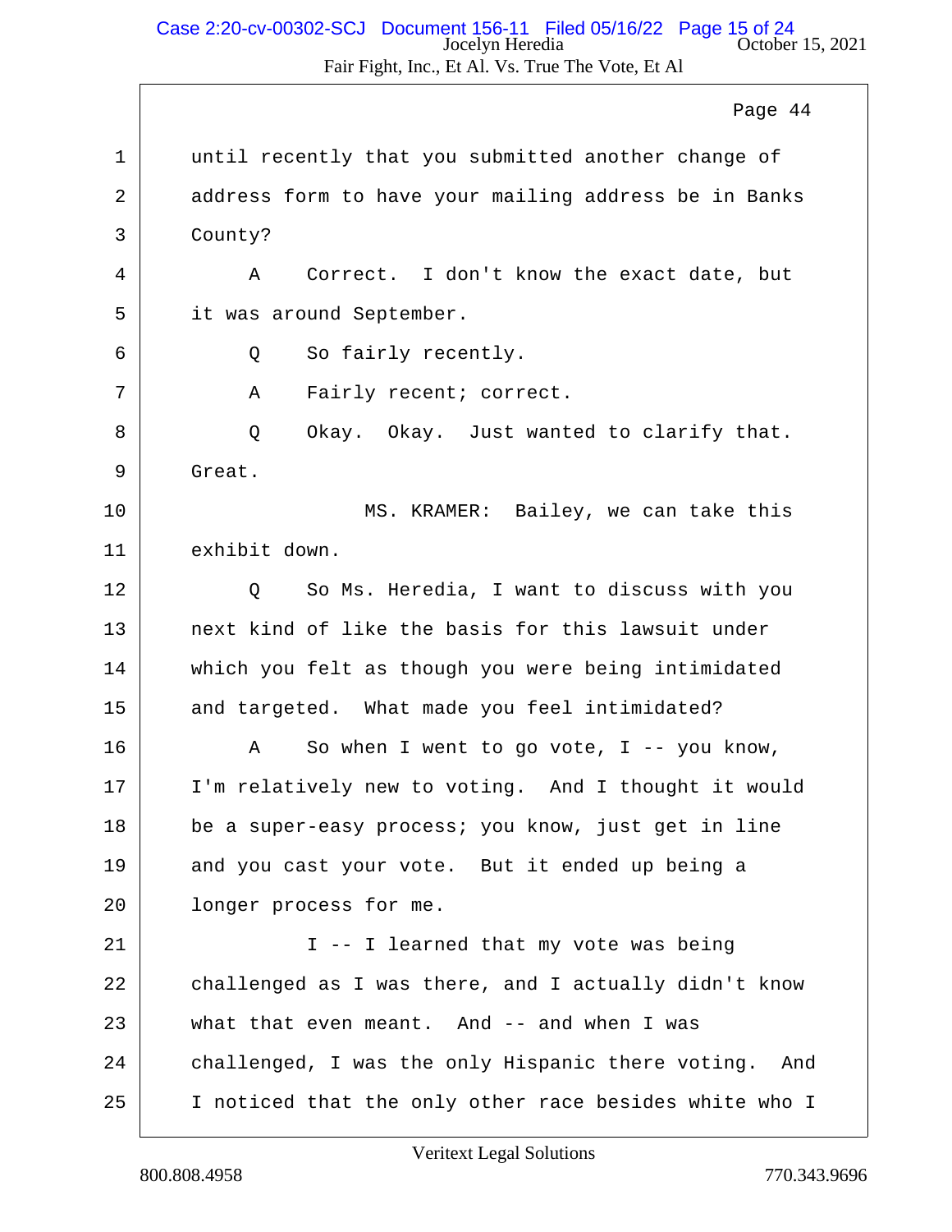Page 44

1 until recently that you submitted another change of
2 address form to have your mailing address be in Banks
3 County?
4 A Correct. I don't know the exact date, but
5 it was around September.
6 Q So fairly recently.
7 A Fairly recent; correct.
8 Q Okay. Okay. Just wanted to clarify that.
9 Great.
10 MS. KRAMER: Bailey, we can take this
11 exhibit down.
12 Q So Ms. Heredia, I want to discuss with you
13 next kind of like the basis for this lawsuit under
14 which you felt as though you were being intimidated
15 and targeted. What made you feel intimidated?
16 A So when I went to go vote, I -- you know,
17 I'm relatively new to voting. And I thought it would
18 be a super-easy process; you know, just get in line
19 and you cast your vote. But it ended up being a
20 longer process for me.
21 I -- I learned that my vote was being
22 challenged as I was there, and I actually didn't know
23 what that even meant. And -- and when I was
24 challenged, I was the only Hispanic there voting. And
25 I noticed that the only other race besides white who I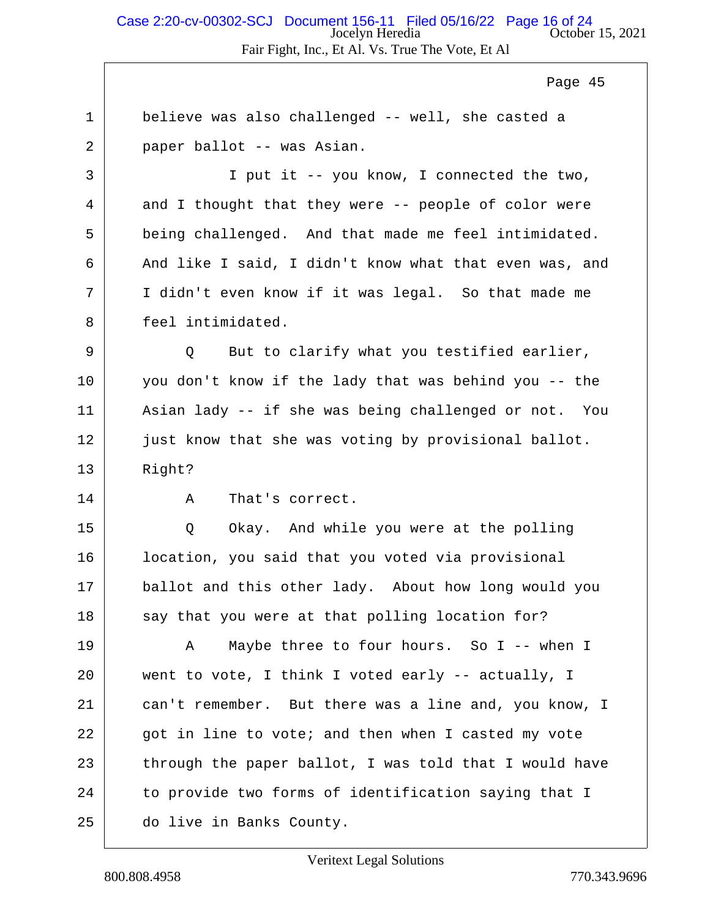believe was also challenged -- well, she casted a paper ballot -- was Asian.

I put it -- you know, I connected the two, and I thought that they were -- people of color were being challenged. And that made me feel intimidated. And like I said, I didn't know what that even was, and I didn't even know if it was legal. So that made me feel intimidated.

Q But to clarify what you testified earlier, you don't know if the lady that was behind you -- the Asian lady -- if she was being challenged or not. You just know that she was voting by provisional ballot. Right?

A That's correct.

Q Okay. And while you were at the polling location, you said that you voted via provisional ballot and this other lady. About how long would you say that you were at that polling location for?

A Maybe three to four hours. So I -- when I went to vote, I think I voted early -- actually, I can't remember. But there was a line and, you know, I got in line to vote; and then when I casted my vote through the paper ballot, I was told that I would have to provide two forms of identification saying that I do live in Banks County.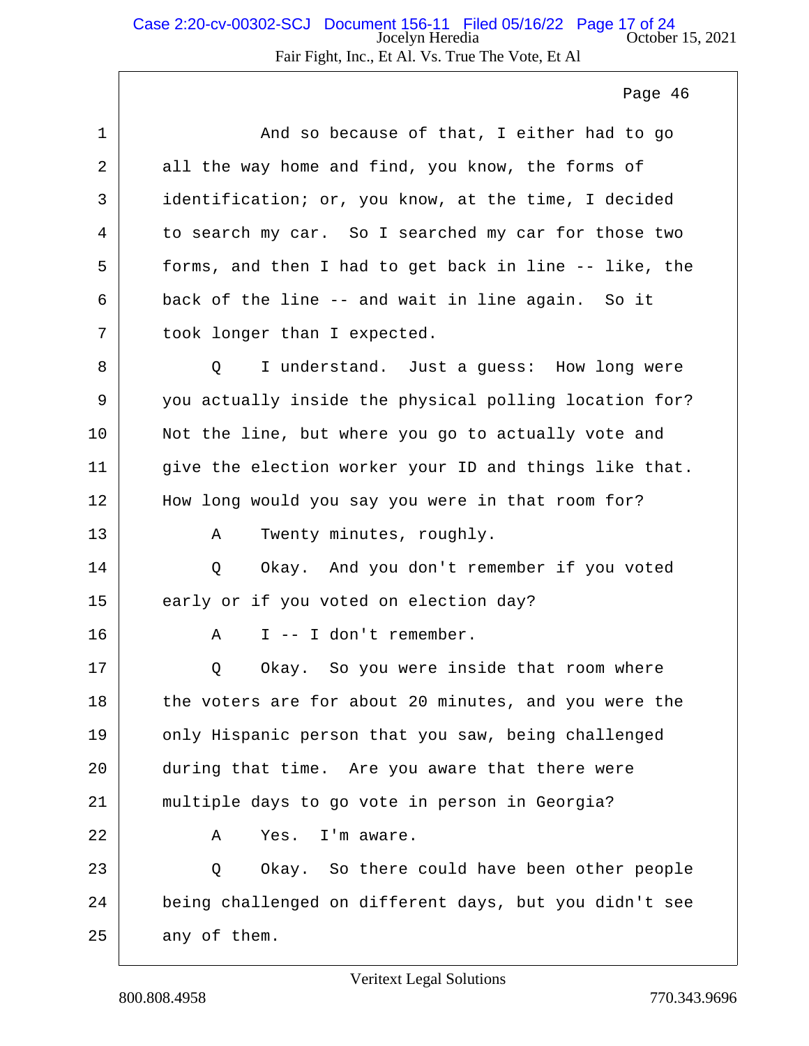Page 46

1 And so because of that, I either had to go
2 all the way home and find, you know, the forms of
3 identification; or, you know, at the time, I decided
4 to search my car. So I searched my car for those two
5 forms, and then I had to get back in line -- like, the
6 back of the line -- and wait in line again. So it
7 took longer than I expected.

8 Q I understand. Just a guess: How long were
9 you actually inside the physical polling location for?
10 Not the line, but where you go to actually vote and
11 give the election worker your ID and things like that.
12 How long would you say you were in that room for?

13 A Twenty minutes, roughly.

14 Q Okay. And you don't remember if you voted
15 early or if you voted on election day?

16 A I -- I don't remember.

17 Q Okay. So you were inside that room where
18 the voters are for about 20 minutes, and you were the
19 only Hispanic person that you saw, being challenged
20 during that time. Are you aware that there were
21 multiple days to go vote in person in Georgia?

22 A Yes. I'm aware.

23 Q Okay. So there could have been other people
24 being challenged on different days, but you didn't see
25 any of them.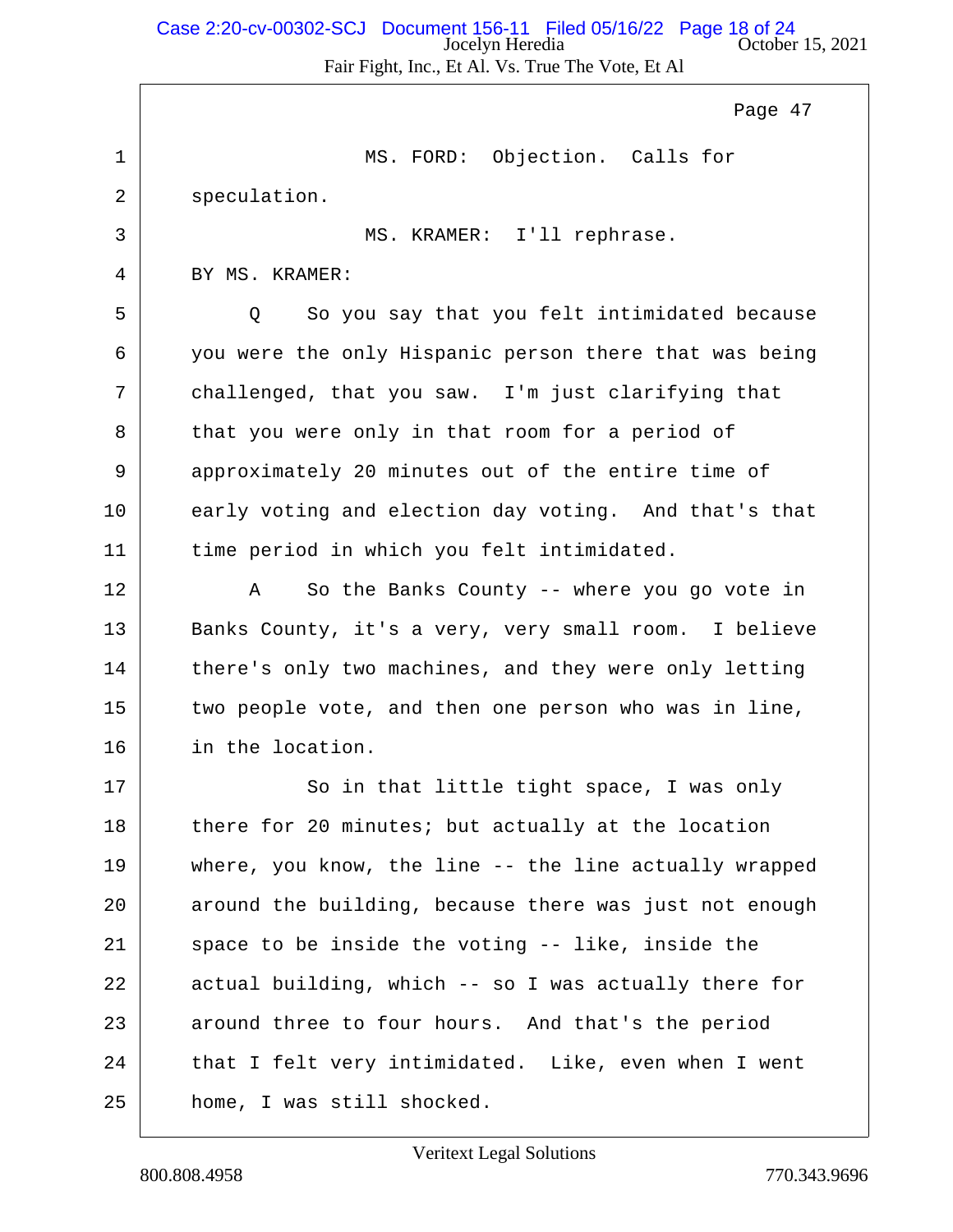Page 47

MS. FORD: Objection. Calls for speculation.

MS. KRAMER: I'll rephrase.

BY MS. KRAMER:

Q So you say that you felt intimidated because you were the only Hispanic person there that was being challenged, that you saw. I'm just clarifying that that you were only in that room for a period of approximately 20 minutes out of the entire time of early voting and election day voting. And that's that time period in which you felt intimidated.

A So the Banks County -- where you go vote in Banks County, it's a very, very small room. I believe there's only two machines, and they were only letting two people vote, and then one person who was in line, in the location.

So in that little tight space, I was only there for 20 minutes; but actually at the location where, you know, the line -- the line actually wrapped around the building, because there was just not enough space to be inside the voting -- like, inside the actual building, which -- so I was actually there for around three to four hours. And that's the period that I felt very intimidated. Like, even when I went home, I was still shocked.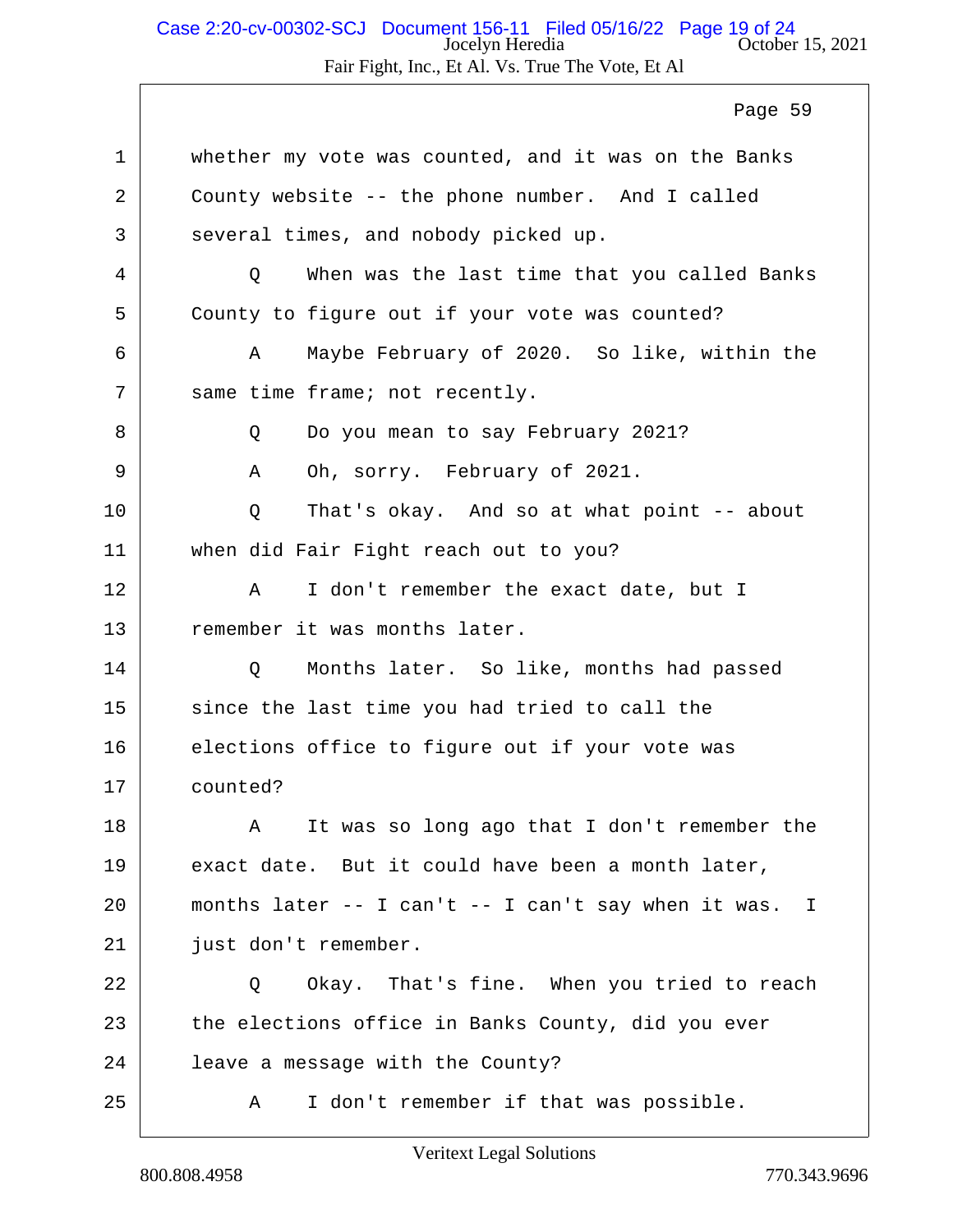Page 59

1 whether my vote was counted, and it was on the Banks
2 County website -- the phone number. And I called
3 several times, and nobody picked up.
4 Q When was the last time that you called Banks
5 County to figure out if your vote was counted?
6 A Maybe February of 2020. So like, within the
7 same time frame; not recently.
8 Q Do you mean to say February 2021?
9 A Oh, sorry. February of 2021.
10 Q That's okay. And so at what point -- about
11 when did Fair Fight reach out to you?
12 A I don't remember the exact date, but I
13 remember it was months later.
14 Q Months later. So like, months had passed
15 since the last time you had tried to call the
16 elections office to figure out if your vote was
17 counted?
18 A It was so long ago that I don't remember the
19 exact date. But it could have been a month later,
20 months later -- I can't -- I can't say when it was. I
21 just don't remember.
22 Q Okay. That's fine. When you tried to reach
23 the elections office in Banks County, did you ever
24 leave a message with the County?
25 A I don't remember if that was possible.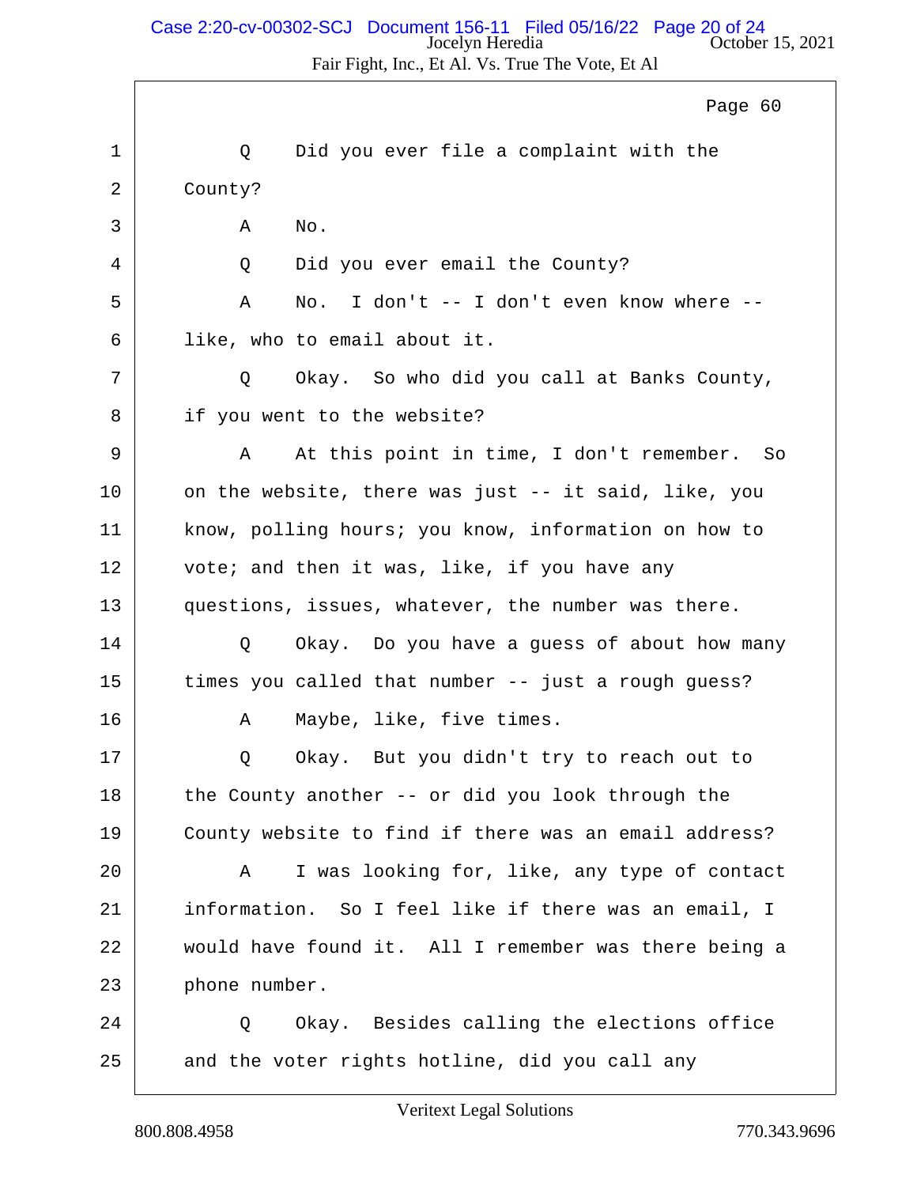Page 60

1 Q Did you ever file a complaint with the
2 County?
3 A No.
4 Q Did you ever email the County?
5 A No. I don't -- I don't even know where --
6 like, who to email about it.
7 Q Okay. So who did you call at Banks County,
8 if you went to the website?
9 A At this point in time, I don't remember. So
10 on the website, there was just -- it said, like, you
11 know, polling hours; you know, information on how to
12 vote; and then it was, like, if you have any
13 questions, issues, whatever, the number was there.
14 Q Okay. Do you have a guess of about how many
15 times you called that number -- just a rough guess?
16 A Maybe, like, five times.
17 Q Okay. But you didn't try to reach out to
18 the County another -- or did you look through the
19 County website to find if there was an email address?
20 A I was looking for, like, any type of contact
21 information. So I feel like if there was an email, I
22 would have found it. All I remember was there being a
23 phone number.
24 Q Okay. Besides calling the elections office
25 and the voter rights hotline, did you call any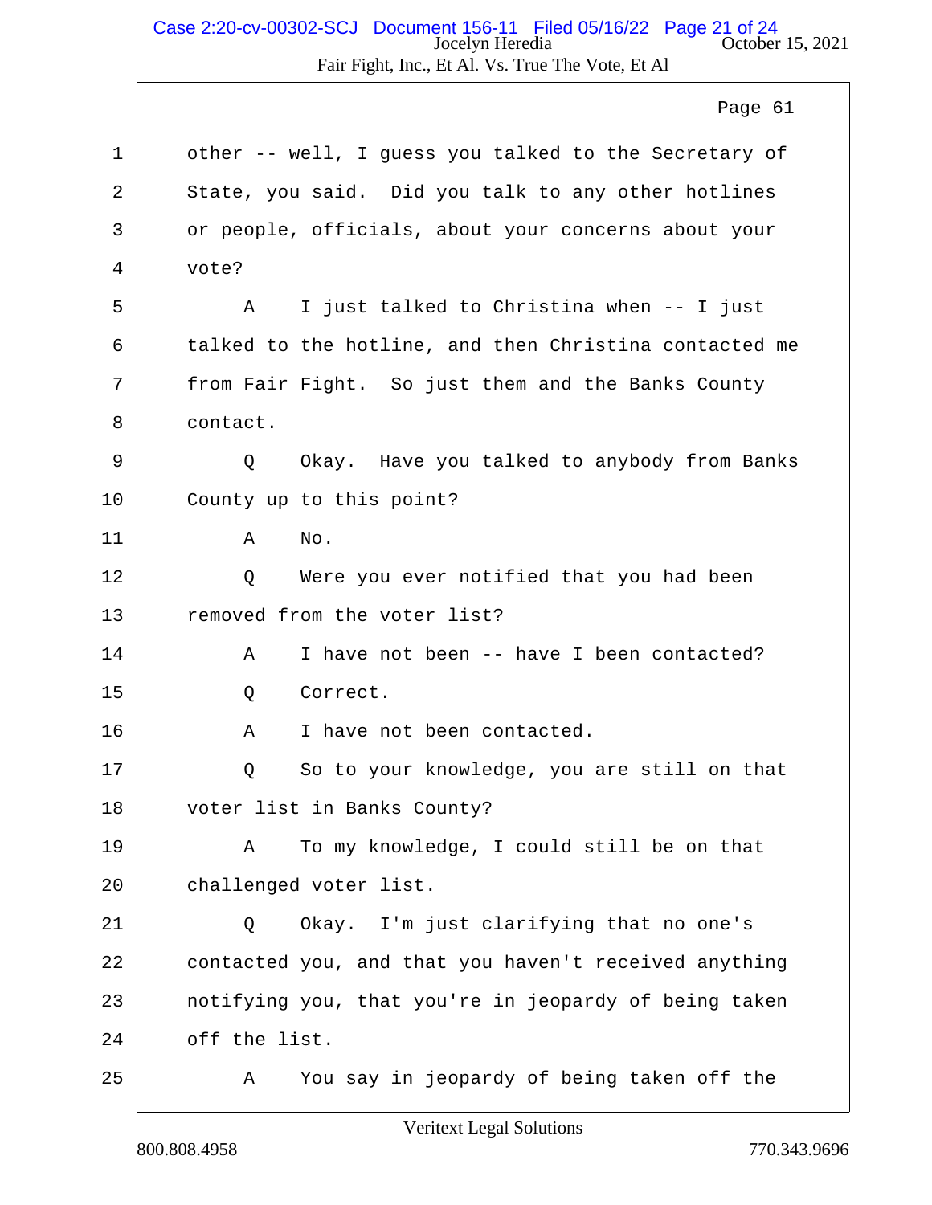Page 61

1 other -- well, I guess you talked to the Secretary of
2 State, you said. Did you talk to any other hotlines
3 or people, officials, about your concerns about your
4 vote?
5 A I just talked to Christina when -- I just
6 talked to the hotline, and then Christina contacted me
7 from Fair Fight. So just them and the Banks County
8 contact.
9 Q Okay. Have you talked to anybody from Banks
10 County up to this point?
11 A No.
12 Q Were you ever notified that you had been
13 removed from the voter list?
14 A I have not been -- have I been contacted?
15 Q Correct.
16 A I have not been contacted.
17 Q So to your knowledge, you are still on that
18 voter list in Banks County?
19 A To my knowledge, I could still be on that
20 challenged voter list.
21 Q Okay. I'm just clarifying that no one's
22 contacted you, and that you haven't received anything
23 notifying you, that you're in jeopardy of being taken
24 off the list.
25 A You say in jeopardy of being taken off the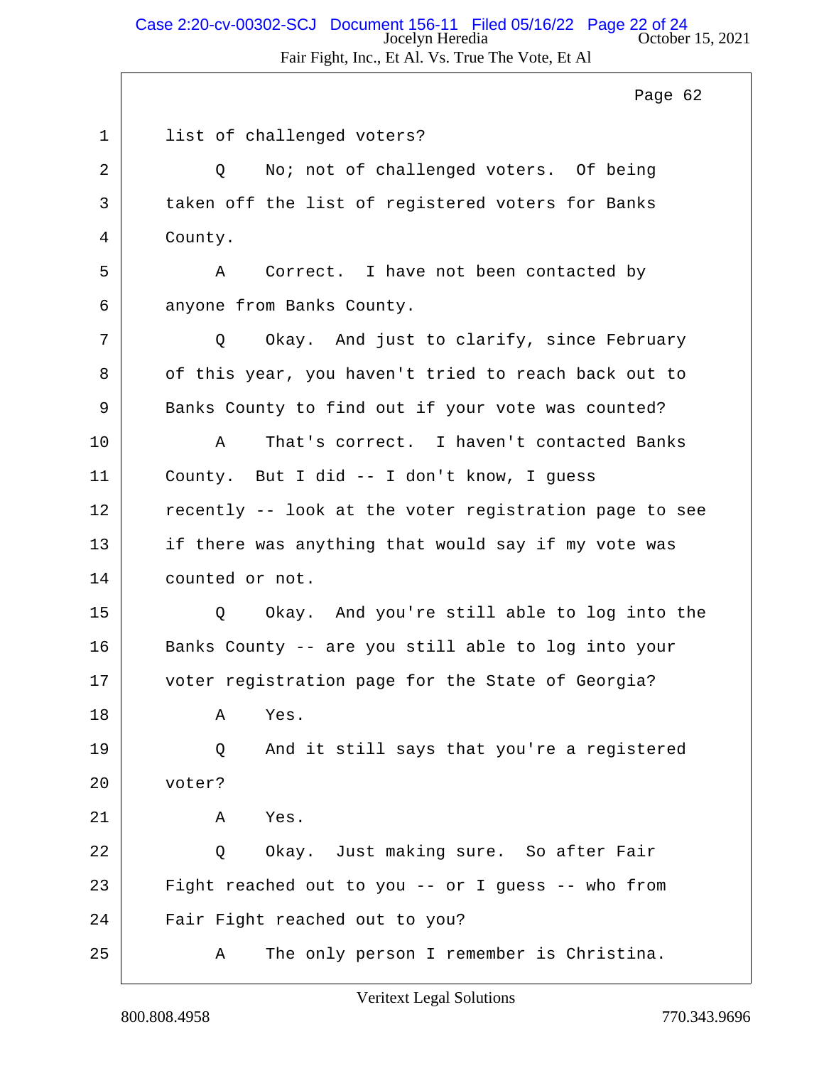Page 62

1 list of challenged voters?

2 Q No; not of challenged voters. Of being

3 taken off the list of registered voters for Banks

4 County.

5 A Correct. I have not been contacted by

6 anyone from Banks County.

7 Q Okay. And just to clarify, since February

8 of this year, you haven't tried to reach back out to

9 Banks County to find out if your vote was counted?

10 A That's correct. I haven't contacted Banks

11 County. But I did -- I don't know, I guess

12 recently -- look at the voter registration page to see

13 if there was anything that would say if my vote was

14 counted or not.

15 Q Okay. And you're still able to log into the

16 Banks County -- are you still able to log into your

17 voter registration page for the State of Georgia?

18 A Yes.

19 Q And it still says that you're a registered

20 voter?

21 A Yes.

22 Q Okay. Just making sure. So after Fair

23 Fight reached out to you -- or I guess -- who from

24 Fair Fight reached out to you?

25 A The only person I remember is Christina.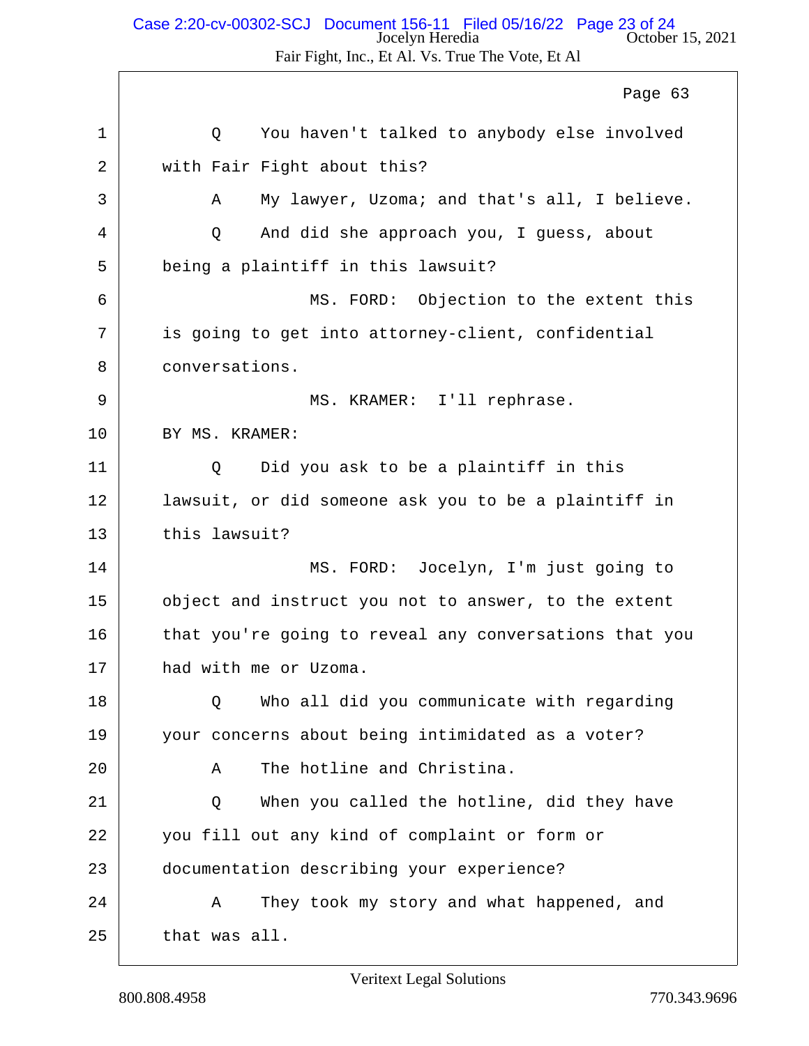Page 63

1 Q You haven't talked to anybody else involved
2 with Fair Fight about this?
3 A My lawyer, Uzoma; and that's all, I believe.
4 Q And did she approach you, I guess, about
5 being a plaintiff in this lawsuit?
6 MS. FORD: Objection to the extent this
7 is going to get into attorney-client, confidential
8 conversations.
9 MS. KRAMER: I'll rephrase.
10 BY MS. KRAMER:
11 Q Did you ask to be a plaintiff in this
12 lawsuit, or did someone ask you to be a plaintiff in
13 this lawsuit?
14 MS. FORD: Jocelyn, I'm just going to
15 object and instruct you not to answer, to the extent
16 that you're going to reveal any conversations that you
17 had with me or Uzoma.
18 Q Who all did you communicate with regarding
19 your concerns about being intimidated as a voter?
20 A The hotline and Christina.
21 Q When you called the hotline, did they have
22 you fill out any kind of complaint or form or
23 documentation describing your experience?
24 A They took my story and what happened, and
25 that was all.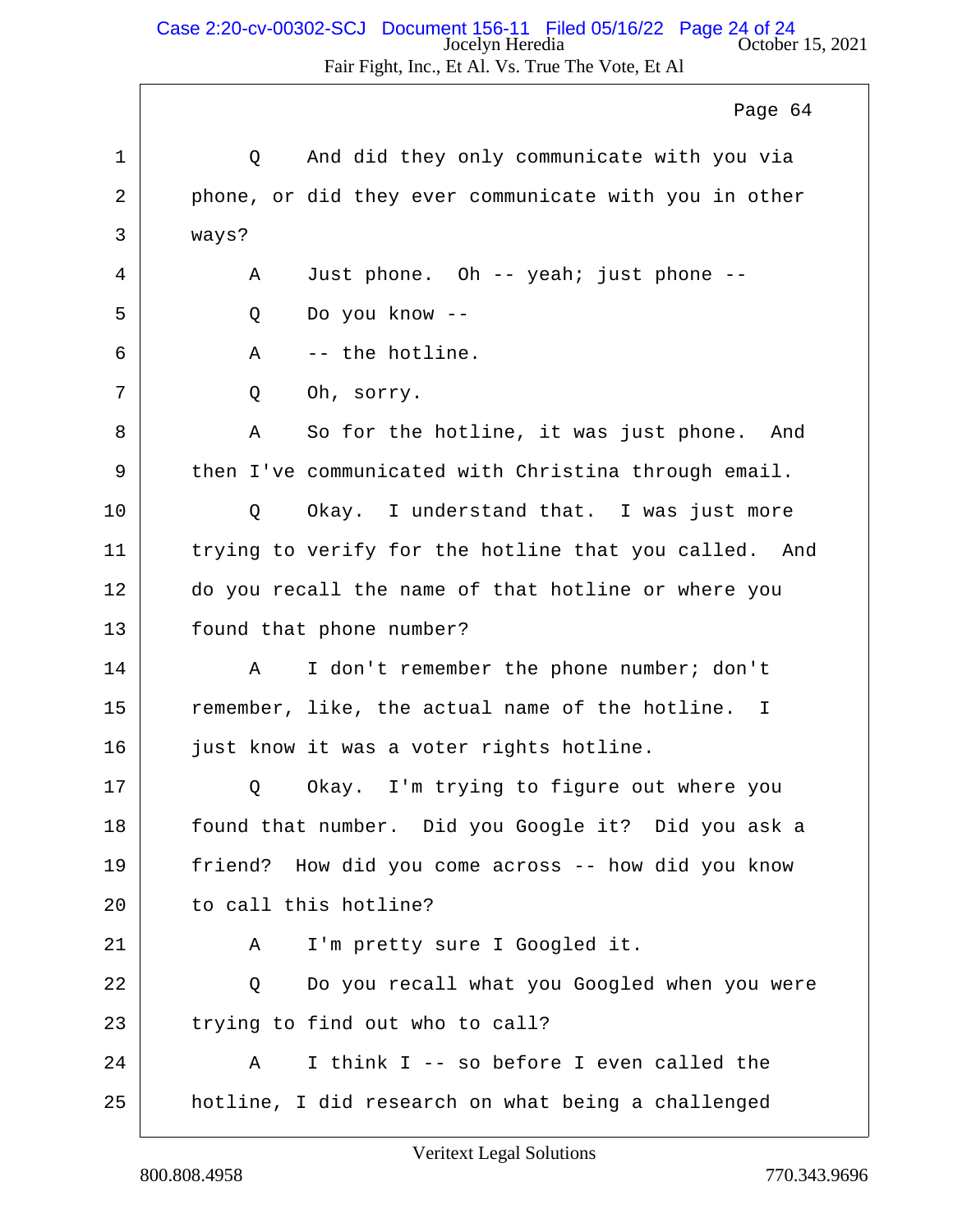Page 64

1 Q And did they only communicate with you via
2 phone, or did they ever communicate with you in other
3 ways?
4 A Just phone. Oh -- yeah; just phone --
5 Q Do you know --
6 A -- the hotline.
7 Q Oh, sorry.
8 A So for the hotline, it was just phone. And
9 then I've communicated with Christina through email.
10 Q Okay. I understand that. I was just more
11 trying to verify for the hotline that you called. And
12 do you recall the name of that hotline or where you
13 found that phone number?
14 A I don't remember the phone number; don't
15 remember, like, the actual name of the hotline. I
16 just know it was a voter rights hotline.
17 Q Okay. I'm trying to figure out where you
18 found that number. Did you Google it? Did you ask a
19 friend? How did you come across -- how did you know
20 to call this hotline?
21 A I'm pretty sure I Googled it.
22 Q Do you recall what you Googled when you were
23 trying to find out who to call?
24 A I think I -- so before I even called the
25 hotline, I did research on what being a challenged